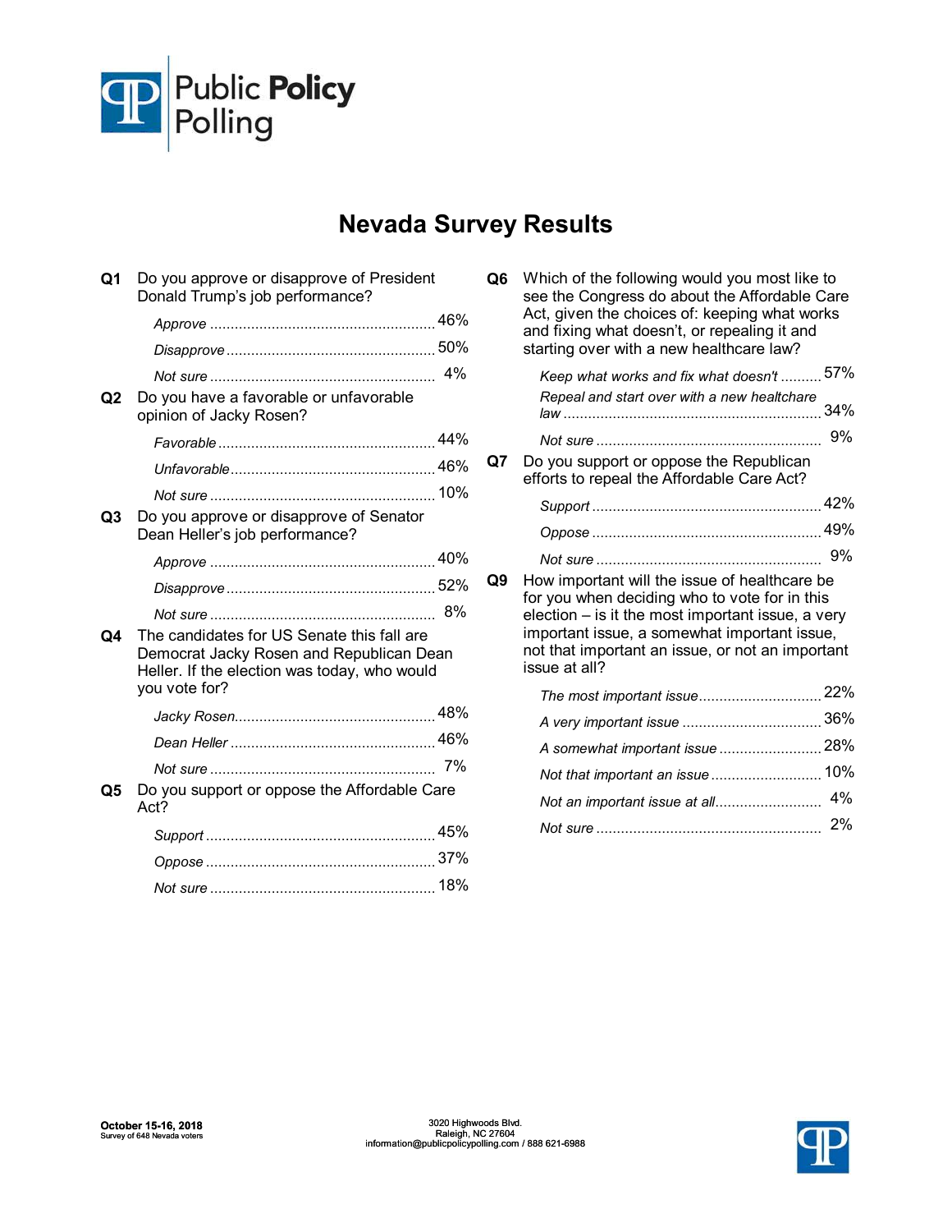Public Policy Polling

# Nevada Survey Results

**Q1** Do you approve or disapprove of President Donald Trump's job performance?

| | |
|---|---|
| *Approve* | 46% |
| *Disapprove* | 50% |
| *Not sure* | 4% |

**Q2** Do you have a favorable or unfavorable opinion of Jacky Rosen?

| | |
|---|---|
| *Favorable* | 44% |
| *Unfavorable* | 46% |
| *Not sure* | 10% |

**Q3** Do you approve or disapprove of Senator Dean Heller's job performance?

| | |
|---|---|
| *Approve* | 40% |
| *Disapprove* | 52% |
| *Not sure* | 8% |

**Q4** The candidates for US Senate this fall are Democrat Jacky Rosen and Republican Dean Heller. If the election was today, who would you vote for?

| | |
|---|---|
| *Jacky Rosen* | 48% |
| *Dean Heller* | 46% |
| *Not sure* | 7% |

**Q5** Do you support or oppose the Affordable Care Act?

| | |
|---|---|
| *Support* | 45% |
| *Oppose* | 37% |
| *Not sure* | 18% |

**Q6** Which of the following would you most like to see the Congress do about the Affordable Care Act, given the choices of: keeping what works and fixing what doesn't, or repealing it and starting over with a new healthcare law?

| | |
|---|---|
| *Keep what works and fix what doesn't* | 57% |
| *Repeal and start over with a new healthcare law* | 34% |
| *Not sure* | 9% |

**Q7** Do you support or oppose the Republican efforts to repeal the Affordable Care Act?

| | |
|---|---|
| *Support* | 42% |
| *Oppose* | 49% |
| *Not sure* | 9% |

**Q9** How important will the issue of healthcare be for you when deciding who to vote for in this election – is it the most important issue, a very important issue, a somewhat important issue, not that important an issue, or not an important issue at all?

| | |
|---|---|
| *The most important issue* | 22% |
| *A very important issue* | 36% |
| *A somewhat important issue* | 28% |
| *Not that important an issue* | 10% |
| *Not an important issue at all* | 4% |
| *Not sure* | 2% |

**October 15-16, 2018**
Survey of 648 Nevada voters

3020 Highwoods Blvd.
Raleigh, NC 27604
information@publicpolicypolling.com / 888 621-6988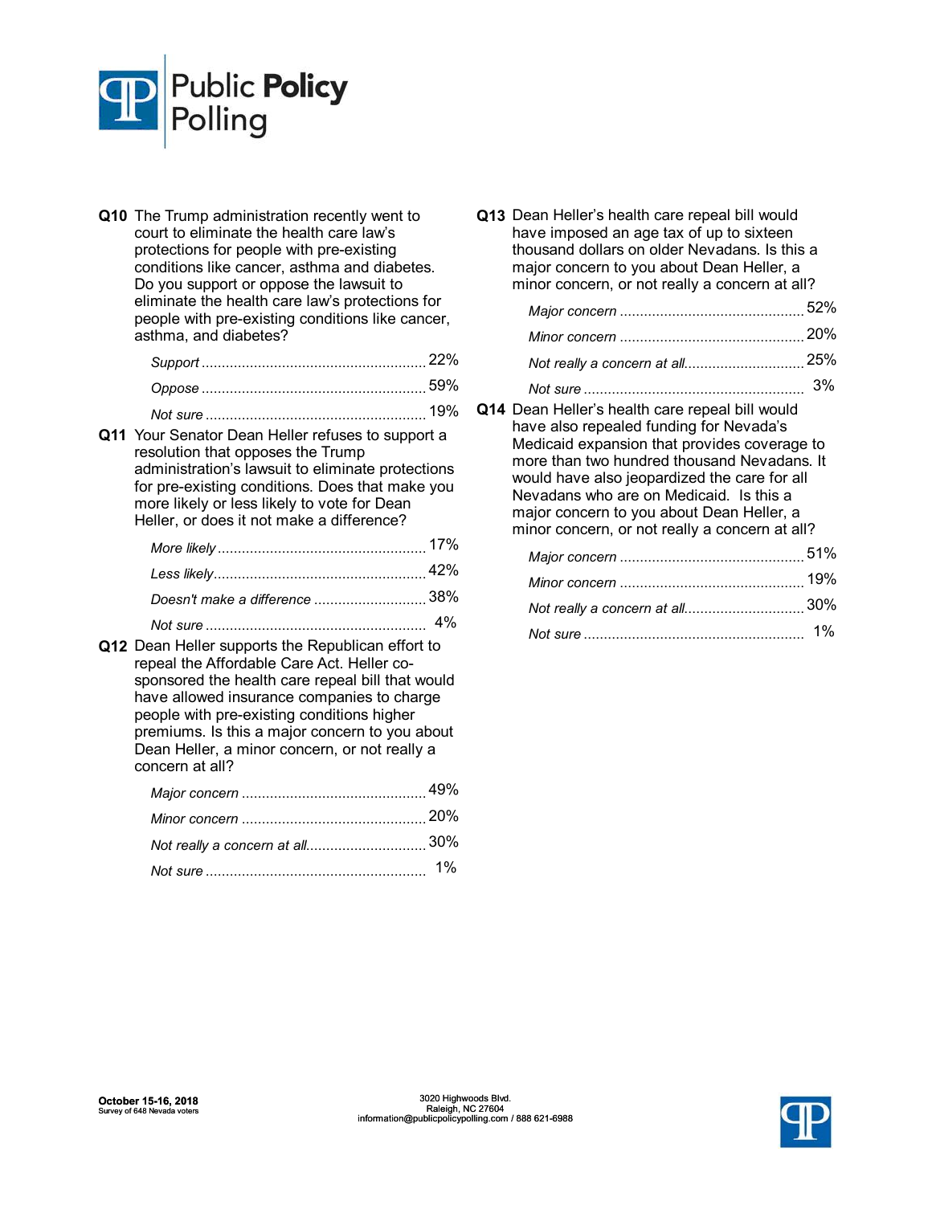**Q10** The Trump administration recently went to court to eliminate the health care law's protections for people with pre-existing conditions like cancer, asthma and diabetes. Do you support or oppose the lawsuit to eliminate the health care law's protections for people with pre-existing conditions like cancer, asthma, and diabetes?

| | |
|---|---|
| *Support* | 22% |
| *Oppose* | 59% |
| *Not sure* | 19% |

**Q11** Your Senator Dean Heller refuses to support a resolution that opposes the Trump administration's lawsuit to eliminate protections for pre-existing conditions. Does that make you more likely or less likely to vote for Dean Heller, or does it not make a difference?

| | |
|---|---|
| *More likely* | 17% |
| *Less likely* | 42% |
| *Doesn't make a difference* | 38% |
| *Not sure* | 4% |

**Q12** Dean Heller supports the Republican effort to repeal the Affordable Care Act. Heller co-sponsored the health care repeal bill that would have allowed insurance companies to charge people with pre-existing conditions higher premiums. Is this a major concern to you about Dean Heller, a minor concern, or not really a concern at all?

| | |
|---|---|
| *Major concern* | 49% |
| *Minor concern* | 20% |
| *Not really a concern at all* | 30% |
| *Not sure* | 1% |

**Q13** Dean Heller's health care repeal bill would have imposed an age tax of up to sixteen thousand dollars on older Nevadans. Is this a major concern to you about Dean Heller, a minor concern, or not really a concern at all?

| | |
|---|---|
| *Major concern* | 52% |
| *Minor concern* | 20% |
| *Not really a concern at all* | 25% |
| *Not sure* | 3% |

**Q14** Dean Heller's health care repeal bill would have also repealed funding for Nevada's Medicaid expansion that provides coverage to more than two hundred thousand Nevadans. It would have also jeopardized the care for all Nevadans who are on Medicaid. Is this a major concern to you about Dean Heller, a minor concern, or not really a concern at all?

| | |
|---|---|
| *Major concern* | 51% |
| *Minor concern* | 19% |
| *Not really a concern at all* | 30% |
| *Not sure* | 1% |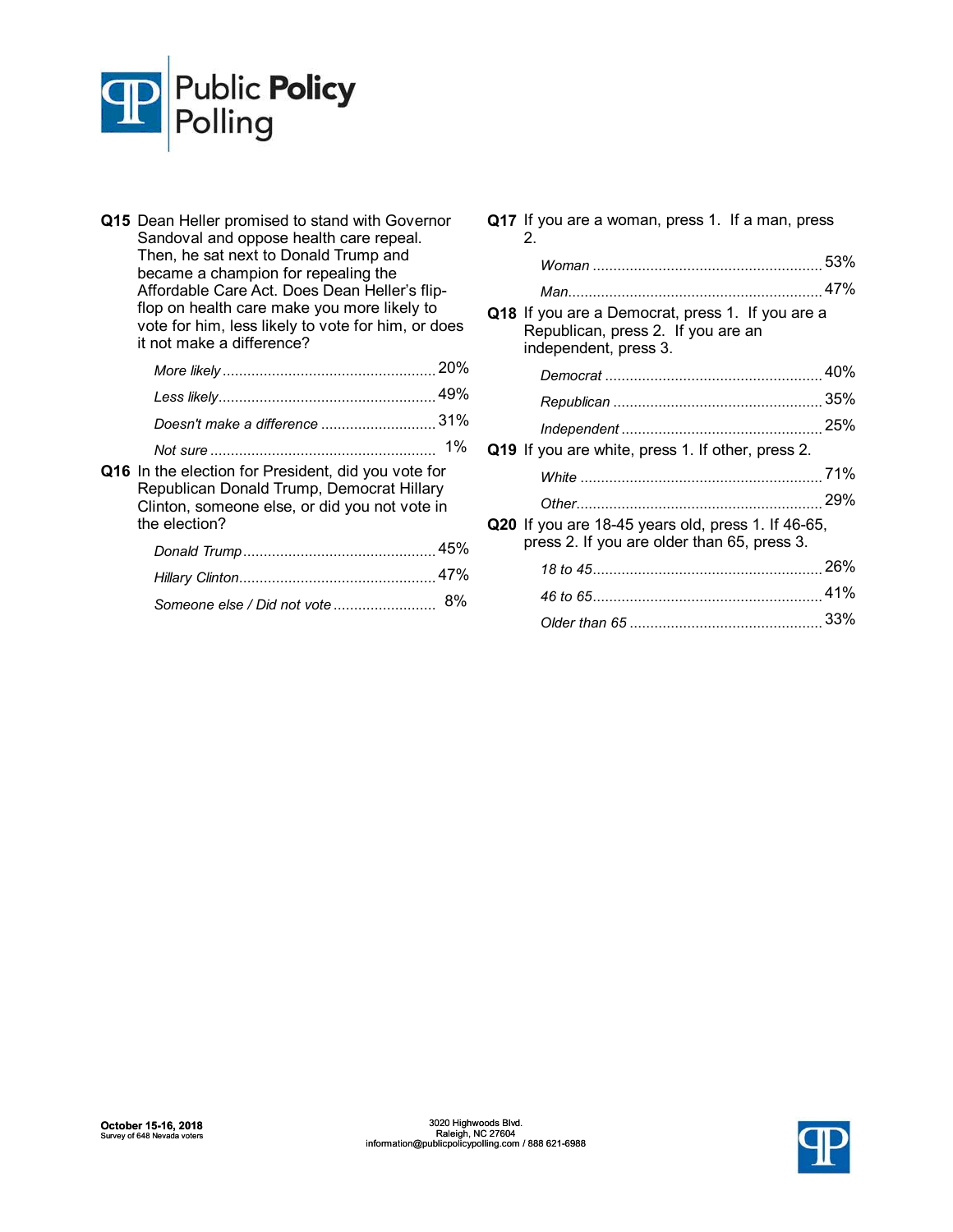**Q15** Dean Heller promised to stand with Governor Sandoval and oppose health care repeal. Then, he sat next to Donald Trump and became a champion for repealing the Affordable Care Act. Does Dean Heller's flip-flop on health care make you more likely to vote for him, less likely to vote for him, or does it not make a difference?

| | |
|---|---|
| *More likely* | 20% |
| *Less likely* | 49% |
| *Doesn't make a difference* | 31% |
| *Not sure* | 1% |

**Q16** In the election for President, did you vote for Republican Donald Trump, Democrat Hillary Clinton, someone else, or did you not vote in the election?

| | |
|---|---|
| *Donald Trump* | 45% |
| *Hillary Clinton* | 47% |
| *Someone else / Did not vote* | 8% |

**Q17** If you are a woman, press 1. If a man, press 2.

| | |
|---|---|
| *Woman* | 53% |
| *Man* | 47% |

**Q18** If you are a Democrat, press 1. If you are a Republican, press 2. If you are an independent, press 3.

| | |
|---|---|
| *Democrat* | 40% |
| *Republican* | 35% |
| *Independent* | 25% |

**Q19** If you are white, press 1. If other, press 2.

| | |
|---|---|
| *White* | 71% |
| *Other* | 29% |

**Q20** If you are 18-45 years old, press 1. If 46-65, press 2. If you are older than 65, press 3.

| | |
|---|---|
| *18 to 45* | 26% |
| *46 to 65* | 41% |
| *Older than 65* | 33% |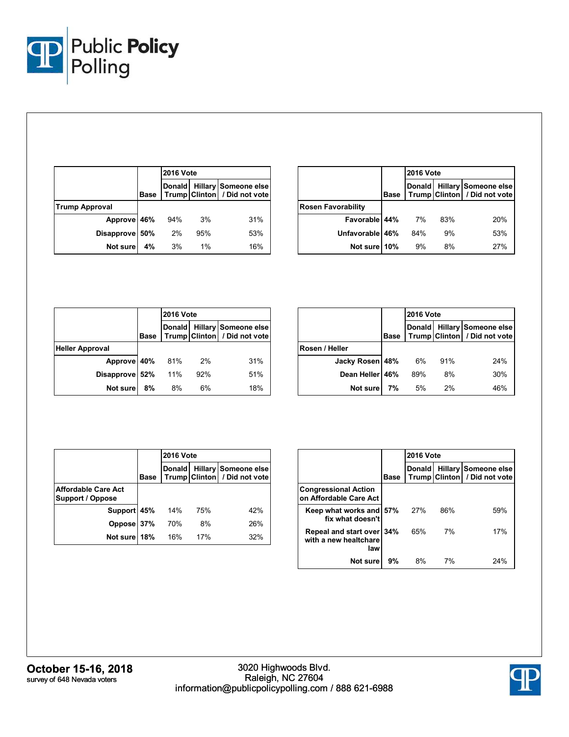| | Base | 2016 Vote | | |
|---|---|---|---|---|
| | | Donald Trump | Hillary Clinton | Someone else / Did not vote |
| **Trump Approval** | | | | |
| Approve | 46% | 94% | 3% | 31% |
| Disapprove | 50% | 2% | 95% | 53% |
| Not sure | 4% | 3% | 1% | 16% |

| | Base | 2016 Vote | | |
|---|---|---|---|---|
| | | Donald Trump | Hillary Clinton | Someone else / Did not vote |
| **Rosen Favorability** | | | | |
| Favorable | 44% | 7% | 83% | 20% |
| Unfavorable | 46% | 84% | 9% | 53% |
| Not sure | 10% | 9% | 8% | 27% |

| | Base | 2016 Vote | | |
|---|---|---|---|---|
| | | Donald Trump | Hillary Clinton | Someone else / Did not vote |
| **Heller Approval** | | | | |
| Approve | 40% | 81% | 2% | 31% |
| Disapprove | 52% | 11% | 92% | 51% |
| Not sure | 8% | 8% | 6% | 18% |

| | Base | 2016 Vote | | |
|---|---|---|---|---|
| | | Donald Trump | Hillary Clinton | Someone else / Did not vote |
| **Rosen / Heller** | | | | |
| Jacky Rosen | 48% | 6% | 91% | 24% |
| Dean Heller | 46% | 89% | 8% | 30% |
| Not sure | 7% | 5% | 2% | 46% |

| | Base | 2016 Vote | | |
|---|---|---|---|---|
| | | Donald Trump | Hillary Clinton | Someone else / Did not vote |
| **Affordable Care Act Support / Oppose** | | | | |
| Support | 45% | 14% | 75% | 42% |
| Oppose | 37% | 70% | 8% | 26% |
| Not sure | 18% | 16% | 17% | 32% |

| | Base | 2016 Vote | | |
|---|---|---|---|---|
| | | Donald Trump | Hillary Clinton | Someone else / Did not vote |
| **Congressional Action on Affordable Care Act** | | | | |
| Keep what works and fix what doesn't | 57% | 27% | 86% | 59% |
| Repeal and start over with a new healthcare law | 34% | 65% | 7% | 17% |
| Not sure | 9% | 8% | 7% | 24% |

**October 15-16, 2018**
survey of 648 Nevada voters

3020 Highwoods Blvd.
Raleigh, NC 27604
information@publicpolicypolling.com / 888 621-6988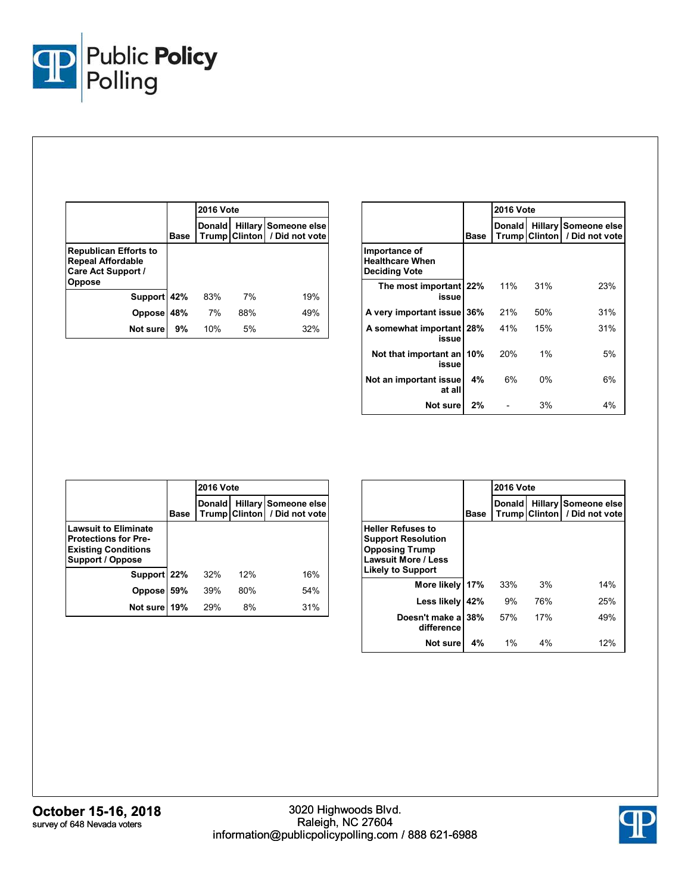| | Base | 2016 Vote | | |
|---|---|---|---|---|
| | | Donald Trump | Hillary Clinton | Someone else / Did not vote |
| **Republican Efforts to Repeal Affordable Care Act Support / Oppose** | | | | |
| Support | 42% | 83% | 7% | 19% |
| Oppose | 48% | 7% | 88% | 49% |
| Not sure | 9% | 10% | 5% | 32% |

| | Base | 2016 Vote | | |
|---|---|---|---|---|
| | | Donald Trump | Hillary Clinton | Someone else / Did not vote |
| **Importance of Healthcare When Deciding Vote** | | | | |
| The most important issue | 22% | 11% | 31% | 23% |
| A very important issue | 36% | 21% | 50% | 31% |
| A somewhat important issue | 28% | 41% | 15% | 31% |
| Not that important an issue | 10% | 20% | 1% | 5% |
| Not an important issue at all | 4% | 6% | 0% | 6% |
| Not sure | 2% | - | 3% | 4% |

| | Base | 2016 Vote | | |
|---|---|---|---|---|
| | | Donald Trump | Hillary Clinton | Someone else / Did not vote |
| **Lawsuit to Eliminate Protections for Pre-Existing Conditions Support / Oppose** | | | | |
| Support | 22% | 32% | 12% | 16% |
| Oppose | 59% | 39% | 80% | 54% |
| Not sure | 19% | 29% | 8% | 31% |

| | Base | 2016 Vote | | |
|---|---|---|---|---|
| | | Donald Trump | Hillary Clinton | Someone else / Did not vote |
| **Heller Refuses to Support Resolution Opposing Trump Lawsuit More / Less Likely to Support** | | | | |
| More likely | 17% | 33% | 3% | 14% |
| Less likely | 42% | 9% | 76% | 25% |
| Doesn't make a difference | 38% | 57% | 17% | 49% |
| Not sure | 4% | 1% | 4% | 12% |

**October 15-16, 2018**
survey of 648 Nevada voters

3020 Highwoods Blvd.
Raleigh, NC 27604
information@publicpolicypolling.com / 888 621-6988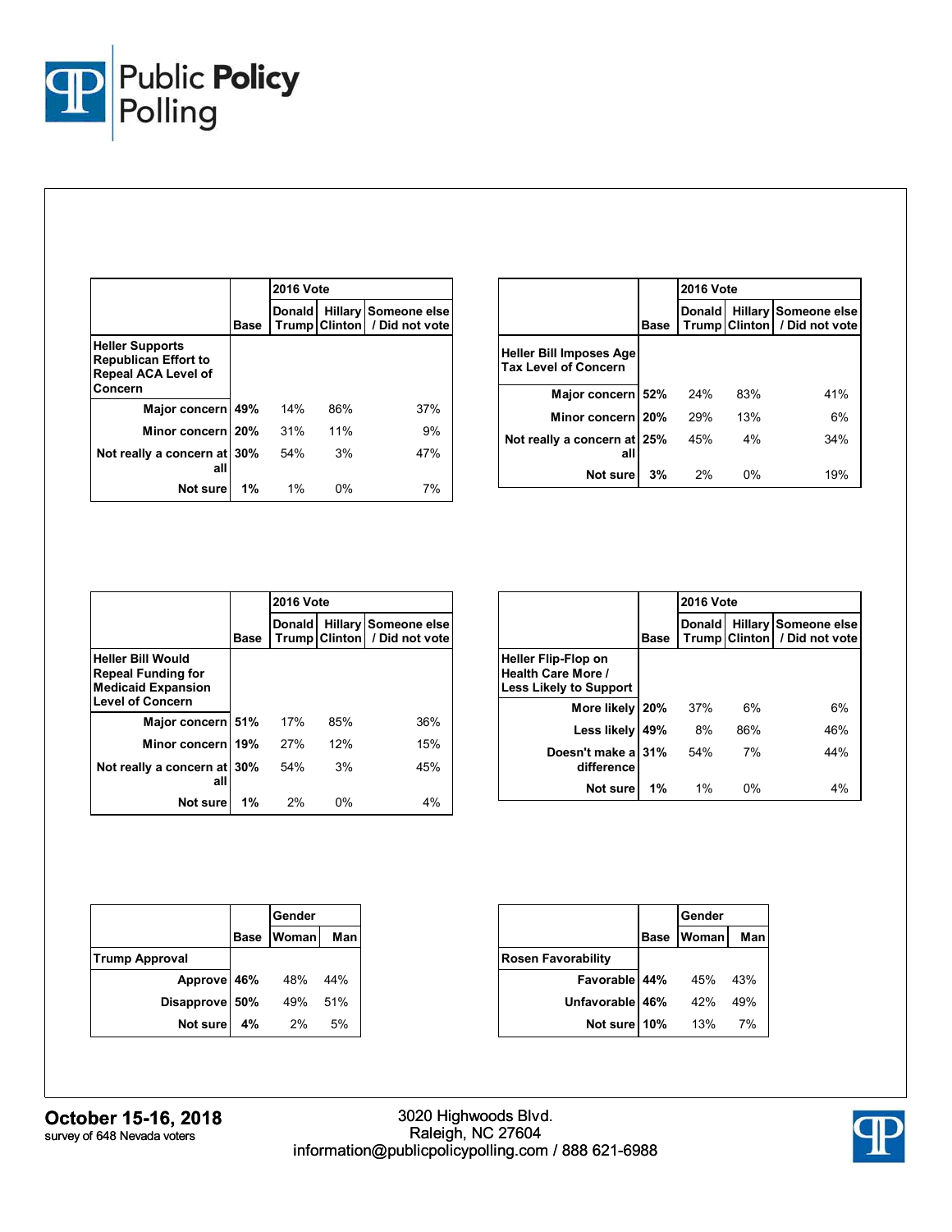| | Base | 2016 Vote | | |
|---|---|---|---|---|
| | | Donald Trump | Hillary Clinton | Someone else / Did not vote |
| **Heller Supports Republican Effort to Repeal ACA Level of Concern** | | | | |
| Major concern | 49% | 14% | 86% | 37% |
| Minor concern | 20% | 31% | 11% | 9% |
| Not really a concern at all | 30% | 54% | 3% | 47% |
| Not sure | 1% | 1% | 0% | 7% |

| | Base | 2016 Vote | | |
|---|---|---|---|---|
| | | Donald Trump | Hillary Clinton | Someone else / Did not vote |
| **Heller Bill Imposes Age Tax Level of Concern** | | | | |
| Major concern | 52% | 24% | 83% | 41% |
| Minor concern | 20% | 29% | 13% | 6% |
| Not really a concern at all | 25% | 45% | 4% | 34% |
| Not sure | 3% | 2% | 0% | 19% |

| | Base | 2016 Vote | | |
|---|---|---|---|---|
| | | Donald Trump | Hillary Clinton | Someone else / Did not vote |
| **Heller Bill Would Repeal Funding for Medicaid Expansion Level of Concern** | | | | |
| Major concern | 51% | 17% | 85% | 36% |
| Minor concern | 19% | 27% | 12% | 15% |
| Not really a concern at all | 30% | 54% | 3% | 45% |
| Not sure | 1% | 2% | 0% | 4% |

| | Base | 2016 Vote | | |
|---|---|---|---|---|
| | | Donald Trump | Hillary Clinton | Someone else / Did not vote |
| **Heller Flip-Flop on Health Care More / Less Likely to Support** | | | | |
| More likely | 20% | 37% | 6% | 6% |
| Less likely | 49% | 8% | 86% | 46% |
| Doesn't make a difference | 31% | 54% | 7% | 44% |
| Not sure | 1% | 1% | 0% | 4% |

| | Base | Gender | |
|---|---|---|---|
| | | Woman | Man |
| **Trump Approval** | | | |
| Approve | 46% | 48% | 44% |
| Disapprove | 50% | 49% | 51% |
| Not sure | 4% | 2% | 5% |

| | Base | Gender | |
|---|---|---|---|
| | | Woman | Man |
| **Rosen Favorability** | | | |
| Favorable | 44% | 45% | 43% |
| Unfavorable | 46% | 42% | 49% |
| Not sure | 10% | 13% | 7% |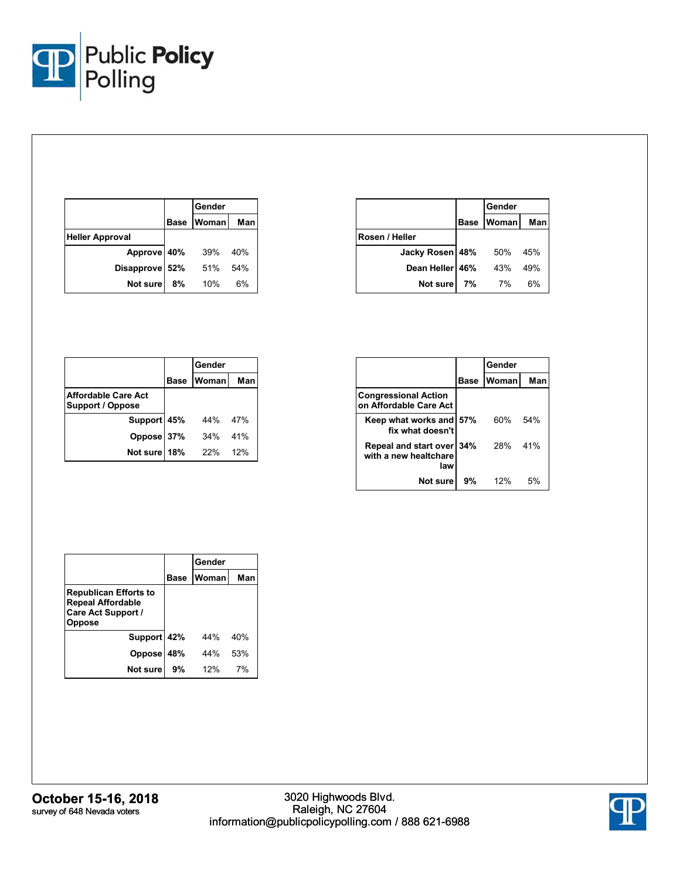| | Base | Gender | |
|---|---|---|---|
| | | Woman | Man |
| **Heller Approval** | | | |
| Approve | 40% | 39% | 40% |
| Disapprove | 52% | 51% | 54% |
| Not sure | 8% | 10% | 6% |

| | Base | Gender | |
|---|---|---|---|
| | | Woman | Man |
| **Rosen / Heller** | | | |
| Jacky Rosen | 48% | 50% | 45% |
| Dean Heller | 46% | 43% | 49% |
| Not sure | 7% | 7% | 6% |

| | Base | Gender | |
|---|---|---|---|
| | | Woman | Man |
| **Affordable Care Act Support / Oppose** | | | |
| Support | 45% | 44% | 47% |
| Oppose | 37% | 34% | 41% |
| Not sure | 18% | 22% | 12% |

| | Base | Gender | |
|---|---|---|---|
| | | Woman | Man |
| **Congressional Action on Affordable Care Act** | | | |
| Keep what works and fix what doesn't | 57% | 60% | 54% |
| Repeal and start over with a new healthcare law | 34% | 28% | 41% |
| Not sure | 9% | 12% | 5% |

| | Base | Gender | |
|---|---|---|---|
| | | Woman | Man |
| **Republican Efforts to Repeal Affordable Care Act Support / Oppose** | | | |
| Support | 42% | 44% | 40% |
| Oppose | 48% | 44% | 53% |
| Not sure | 9% | 12% | 7% |

**October 15-16, 2018**
survey of 648 Nevada voters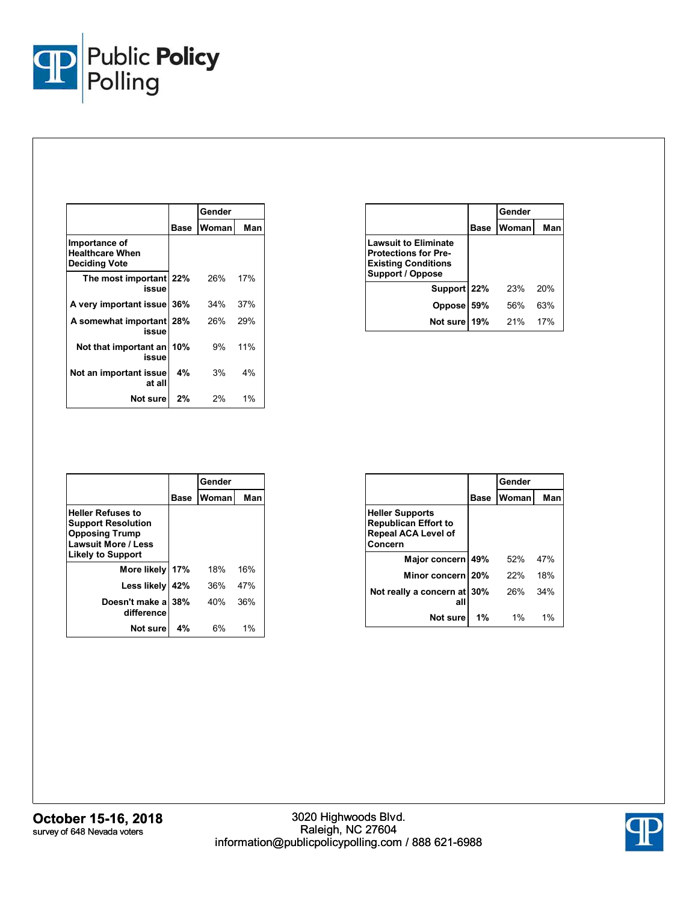| | Base | Gender | |
|---|---|---|---|
| | | Woman | Man |
| **Importance of Healthcare When Deciding Vote** | | | |
| The most important issue | 22% | 26% | 17% |
| A very important issue | 36% | 34% | 37% |
| A somewhat important issue | 28% | 26% | 29% |
| Not that important an issue | 10% | 9% | 11% |
| Not an important issue at all | 4% | 3% | 4% |
| Not sure | 2% | 2% | 1% |

| | Base | Gender | |
|---|---|---|---|
| | | Woman | Man |
| **Lawsuit to Eliminate Protections for Pre-Existing Conditions Support / Oppose** | | | |
| Support | 22% | 23% | 20% |
| Oppose | 59% | 56% | 63% |
| Not sure | 19% | 21% | 17% |

| | Base | Gender | |
|---|---|---|---|
| | | Woman | Man |
| **Heller Refuses to Support Resolution Opposing Trump Lawsuit More / Less Likely to Support** | | | |
| More likely | 17% | 18% | 16% |
| Less likely | 42% | 36% | 47% |
| Doesn't make a difference | 38% | 40% | 36% |
| Not sure | 4% | 6% | 1% |

| | Base | Gender | |
|---|---|---|---|
| | | Woman | Man |
| **Heller Supports Republican Effort to Repeal ACA Level of Concern** | | | |
| Major concern | 49% | 52% | 47% |
| Minor concern | 20% | 22% | 18% |
| Not really a concern at all | 30% | 26% | 34% |
| Not sure | 1% | 1% | 1% |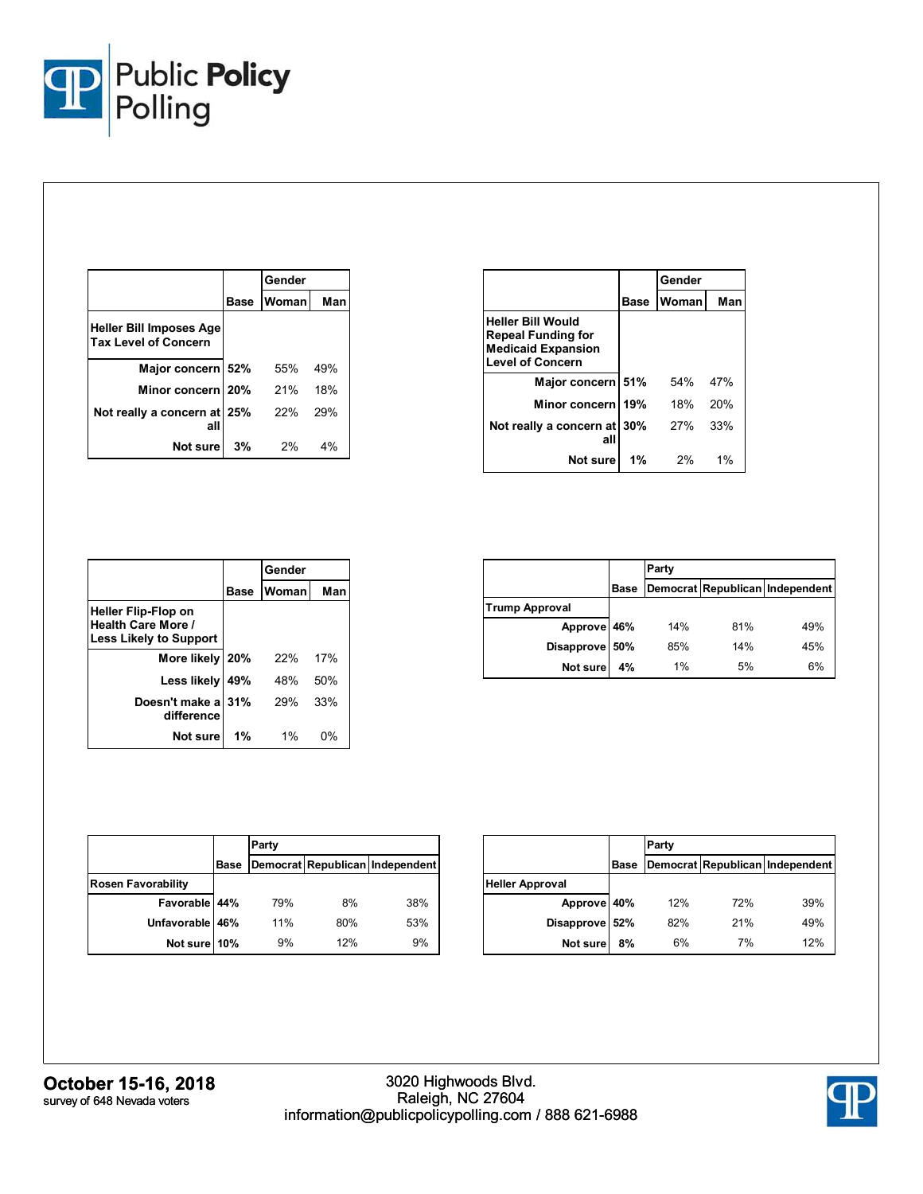| Heller Bill Imposes Age Tax Level of Concern | Base | Gender | |
|---|---|---|---|
| | | Woman | Man |
| Major concern | 52% | 55% | 49% |
| Minor concern | 20% | 21% | 18% |
| Not really a concern at all | 25% | 22% | 29% |
| Not sure | 3% | 2% | 4% |

| Heller Bill Would Repeal Funding for Medicaid Expansion Level of Concern | Base | Gender | |
|---|---|---|---|
| | | Woman | Man |
| Major concern | 51% | 54% | 47% |
| Minor concern | 19% | 18% | 20% |
| Not really a concern at all | 30% | 27% | 33% |
| Not sure | 1% | 2% | 1% |

| Heller Flip-Flop on Health Care More / Less Likely to Support | Base | Gender | |
|---|---|---|---|
| | | Woman | Man |
| More likely | 20% | 22% | 17% |
| Less likely | 49% | 48% | 50% |
| Doesn't make a difference | 31% | 29% | 33% |
| Not sure | 1% | 1% | 0% |

| Trump Approval | Base | Party | | |
|---|---|---|---|---|
| | | Democrat | Republican | Independent |
| Approve | 46% | 14% | 81% | 49% |
| Disapprove | 50% | 85% | 14% | 45% |
| Not sure | 4% | 1% | 5% | 6% |

| Rosen Favorability | Base | Party | | |
|---|---|---|---|---|
| | | Democrat | Republican | Independent |
| Favorable | 44% | 79% | 8% | 38% |
| Unfavorable | 46% | 11% | 80% | 53% |
| Not sure | 10% | 9% | 12% | 9% |

| Heller Approval | Base | Party | | |
|---|---|---|---|---|
| | | Democrat | Republican | Independent |
| Approve | 40% | 12% | 72% | 39% |
| Disapprove | 52% | 82% | 21% | 49% |
| Not sure | 8% | 6% | 7% | 12% |

**October 15-16, 2018**
survey of 648 Nevada voters

3020 Highwoods Blvd.
Raleigh, NC 27604
information@publicpolicypolling.com / 888 621-6988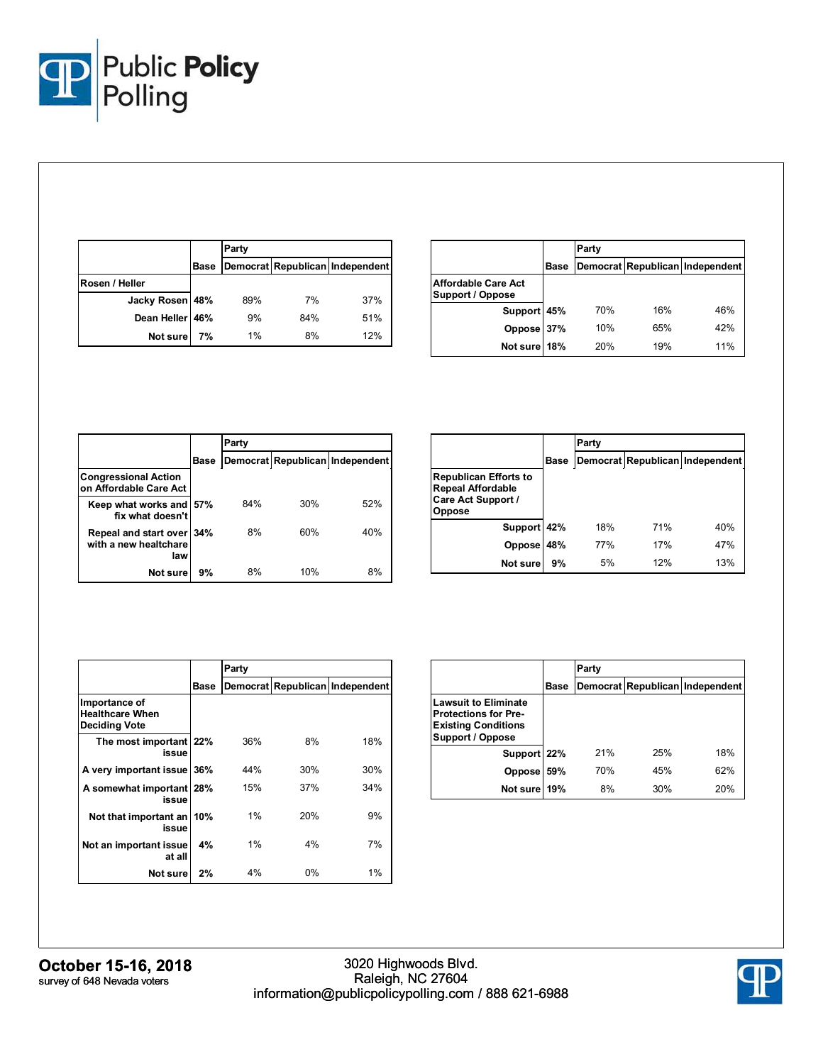| | Base | Party | | |
|---|---|---|---|---|
| | | Democrat | Republican | Independent |
| **Rosen / Heller** | | | | |
| Jacky Rosen | 48% | 89% | 7% | 37% |
| Dean Heller | 46% | 9% | 84% | 51% |
| Not sure | 7% | 1% | 8% | 12% |

| | Base | Party | | |
|---|---|---|---|---|
| | | Democrat | Republican | Independent |
| **Affordable Care Act Support / Oppose** | | | | |
| Support | 45% | 70% | 16% | 46% |
| Oppose | 37% | 10% | 65% | 42% |
| Not sure | 18% | 20% | 19% | 11% |

| | Base | Party | | |
|---|---|---|---|---|
| | | Democrat | Republican | Independent |
| **Congressional Action on Affordable Care Act** | | | | |
| Keep what works and fix what doesn't | 57% | 84% | 30% | 52% |
| Repeal and start over with a new healthcare law | 34% | 8% | 60% | 40% |
| Not sure | 9% | 8% | 10% | 8% |

| | Base | Party | | |
|---|---|---|---|---|
| | | Democrat | Republican | Independent |
| **Republican Efforts to Repeal Affordable Care Act Support / Oppose** | | | | |
| Support | 42% | 18% | 71% | 40% |
| Oppose | 48% | 77% | 17% | 47% |
| Not sure | 9% | 5% | 12% | 13% |

| | Base | Party | | |
|---|---|---|---|---|
| | | Democrat | Republican | Independent |
| **Importance of Healthcare When Deciding Vote** | | | | |
| The most important issue | 22% | 36% | 8% | 18% |
| A very important issue | 36% | 44% | 30% | 30% |
| A somewhat important issue | 28% | 15% | 37% | 34% |
| Not that important an issue | 10% | 1% | 20% | 9% |
| Not an important issue at all | 4% | 1% | 4% | 7% |
| Not sure | 2% | 4% | 0% | 1% |

| | Base | Party | | |
|---|---|---|---|---|
| | | Democrat | Republican | Independent |
| **Lawsuit to Eliminate Protections for Pre-Existing Conditions Support / Oppose** | | | | |
| Support | 22% | 21% | 25% | 18% |
| Oppose | 59% | 70% | 45% | 62% |
| Not sure | 19% | 8% | 30% | 20% |

**October 15-16, 2018**
survey of 648 Nevada voters

3020 Highwoods Blvd.
Raleigh, NC 27604
information@publicpolicypolling.com / 888 621-6988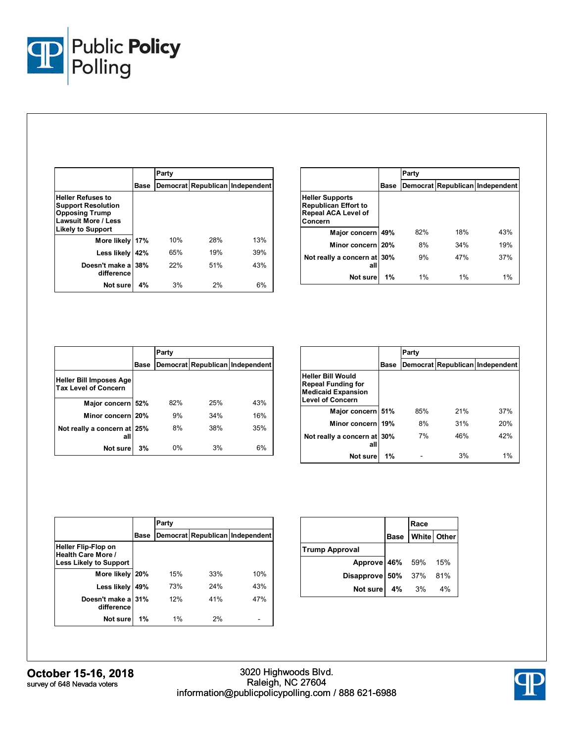| Heller Refuses to Support Resolution Opposing Trump Lawsuit More / Less Likely to Support | Base | Party | | |
|---|---|---|---|---|
| | | Democrat | Republican | Independent |
| More likely | 17% | 10% | 28% | 13% |
| Less likely | 42% | 65% | 19% | 39% |
| Doesn't make a difference | 38% | 22% | 51% | 43% |
| Not sure | 4% | 3% | 2% | 6% |

| Heller Supports Republican Effort to Repeal ACA Level of Concern | Base | Party | | |
|---|---|---|---|---|
| | | Democrat | Republican | Independent |
| Major concern | 49% | 82% | 18% | 43% |
| Minor concern | 20% | 8% | 34% | 19% |
| Not really a concern at all | 30% | 9% | 47% | 37% |
| Not sure | 1% | 1% | 1% | 1% |

| Heller Bill Imposes Age Tax Level of Concern | Base | Party | | |
|---|---|---|---|---|
| | | Democrat | Republican | Independent |
| Major concern | 52% | 82% | 25% | 43% |
| Minor concern | 20% | 9% | 34% | 16% |
| Not really a concern at all | 25% | 8% | 38% | 35% |
| Not sure | 3% | 0% | 3% | 6% |

| Heller Bill Would Repeal Funding for Medicaid Expansion Level of Concern | Base | Party | | |
|---|---|---|---|---|
| | | Democrat | Republican | Independent |
| Major concern | 51% | 85% | 21% | 37% |
| Minor concern | 19% | 8% | 31% | 20% |
| Not really a concern at all | 30% | 7% | 46% | 42% |
| Not sure | 1% | - | 3% | 1% |

| Heller Flip-Flop on Health Care More / Less Likely to Support | Base | Party | | |
|---|---|---|---|---|
| | | Democrat | Republican | Independent |
| More likely | 20% | 15% | 33% | 10% |
| Less likely | 49% | 73% | 24% | 43% |
| Doesn't make a difference | 31% | 12% | 41% | 47% |
| Not sure | 1% | 1% | 2% | - |

| Trump Approval | Base | Race | |
|---|---|---|---|
| | | White | Other |
| Approve | 46% | 59% | 15% |
| Disapprove | 50% | 37% | 81% |
| Not sure | 4% | 3% | 4% |

**October 15-16, 2018**
survey of 648 Nevada voters

3020 Highwoods Blvd.
Raleigh, NC 27604
information@publicpolicypolling.com / 888 621-6988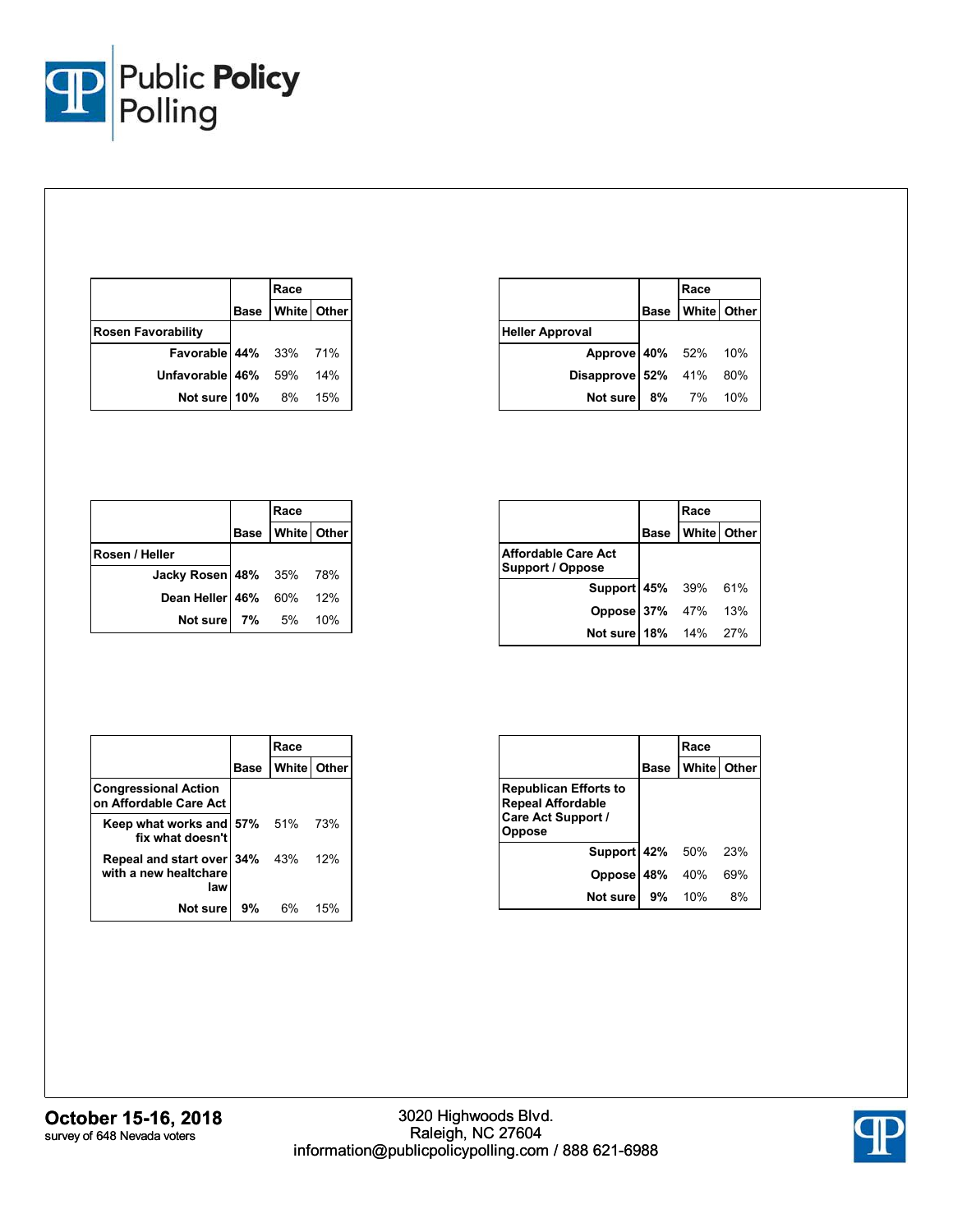| Rosen Favorability | Base | Race: White | Race: Other |
|---|---|---|---|
| Favorable | **44%** | 33% | 71% |
| Unfavorable | **46%** | 59% | 14% |
| Not sure | **10%** | 8% | 15% |

| Heller Approval | Base | Race: White | Race: Other |
|---|---|---|---|
| Approve | **40%** | 52% | 10% |
| Disapprove | **52%** | 41% | 80% |
| Not sure | **8%** | 7% | 10% |

| Rosen / Heller | Base | Race: White | Race: Other |
|---|---|---|---|
| Jacky Rosen | **48%** | 35% | 78% |
| Dean Heller | **46%** | 60% | 12% |
| Not sure | **7%** | 5% | 10% |

| Affordable Care Act Support / Oppose | Base | Race: White | Race: Other |
|---|---|---|---|
| Support | **45%** | 39% | 61% |
| Oppose | **37%** | 47% | 13% |
| Not sure | **18%** | 14% | 27% |

| Congressional Action on Affordable Care Act | Base | Race: White | Race: Other |
|---|---|---|---|
| Keep what works and fix what doesn't | **57%** | 51% | 73% |
| Repeal and start over with a new healthcare law | **34%** | 43% | 12% |
| Not sure | **9%** | 6% | 15% |

| Republican Efforts to Repeal Affordable Care Act Support / Oppose | Base | Race: White | Race: Other |
|---|---|---|---|
| Support | **42%** | 50% | 23% |
| Oppose | **48%** | 40% | 69% |
| Not sure | **9%** | 10% | 8% |

**October 15-16, 2018**
survey of 648 Nevada voters

3020 Highwoods Blvd.
Raleigh, NC 27604
information@publicpolicypolling.com / 888 621-6988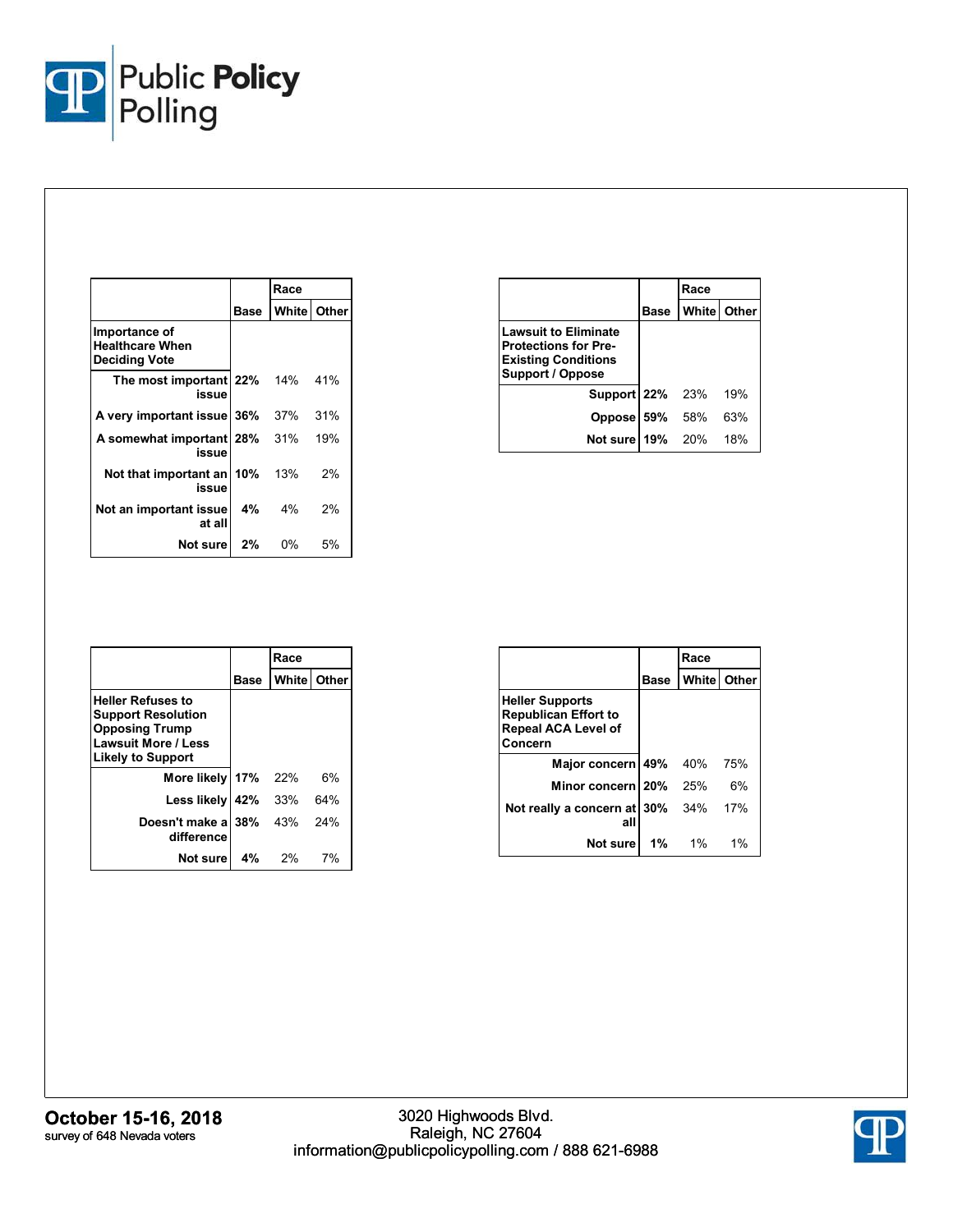| Importance of Healthcare When Deciding Vote | Base | Race | |
|---|---|---|---|
| | | White | Other |
| The most important issue | **22%** | 14% | 41% |
| A very important issue | **36%** | 37% | 31% |
| A somewhat important issue | **28%** | 31% | 19% |
| Not that important an issue | **10%** | 13% | 2% |
| Not an important issue at all | **4%** | 4% | 2% |
| Not sure | **2%** | 0% | 5% |

| Lawsuit to Eliminate Protections for Pre-Existing Conditions Support / Oppose | Base | Race | |
|---|---|---|---|
| | | White | Other |
| Support | **22%** | 23% | 19% |
| Oppose | **59%** | 58% | 63% |
| Not sure | **19%** | 20% | 18% |

| Heller Refuses to Support Resolution Opposing Trump Lawsuit More / Less Likely to Support | Base | Race | |
|---|---|---|---|
| | | White | Other |
| More likely | **17%** | 22% | 6% |
| Less likely | **42%** | 33% | 64% |
| Doesn't make a difference | **38%** | 43% | 24% |
| Not sure | **4%** | 2% | 7% |

| Heller Supports Republican Effort to Repeal ACA Level of Concern | Base | Race | |
|---|---|---|---|
| | | White | Other |
| Major concern | **49%** | 40% | 75% |
| Minor concern | **20%** | 25% | 6% |
| Not really a concern at all | **30%** | 34% | 17% |
| Not sure | **1%** | 1% | 1% |

**October 15-16, 2018**
survey of 648 Nevada voters

3020 Highwoods Blvd.
Raleigh, NC 27604
information@publicpolicypolling.com / 888 621-6988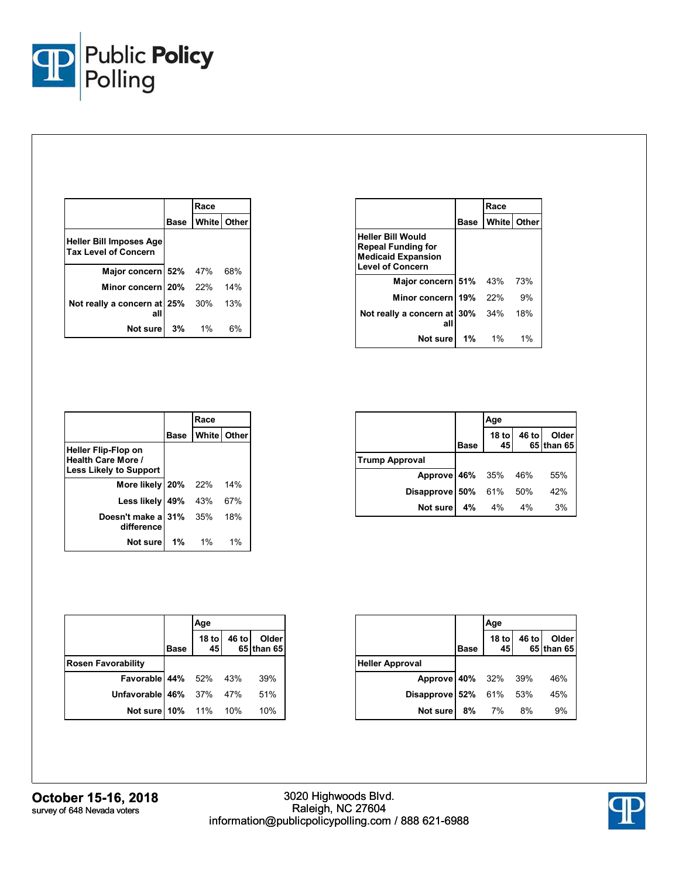| Heller Bill Imposes Age Tax Level of Concern | Base | Race | |
|---|---|---|---|
| | | White | Other |
| Major concern | 52% | 47% | 68% |
| Minor concern | 20% | 22% | 14% |
| Not really a concern at all | 25% | 30% | 13% |
| Not sure | 3% | 1% | 6% |

| Heller Bill Would Repeal Funding for Medicaid Expansion Level of Concern | Base | Race | |
|---|---|---|---|
| | | White | Other |
| Major concern | 51% | 43% | 73% |
| Minor concern | 19% | 22% | 9% |
| Not really a concern at all | 30% | 34% | 18% |
| Not sure | 1% | 1% | 1% |

| Heller Flip-Flop on Health Care More / Less Likely to Support | Base | Race | |
|---|---|---|---|
| | | White | Other |
| More likely | 20% | 22% | 14% |
| Less likely | 49% | 43% | 67% |
| Doesn't make a difference | 31% | 35% | 18% |
| Not sure | 1% | 1% | 1% |

| Trump Approval | Base | Age | | |
|---|---|---|---|---|
| | | 18 to 45 | 46 to 65 | Older than 65 |
| Approve | 46% | 35% | 46% | 55% |
| Disapprove | 50% | 61% | 50% | 42% |
| Not sure | 4% | 4% | 4% | 3% |

| Rosen Favorability | Base | Age | | |
|---|---|---|---|---|
| | | 18 to 45 | 46 to 65 | Older than 65 |
| Favorable | 44% | 52% | 43% | 39% |
| Unfavorable | 46% | 37% | 47% | 51% |
| Not sure | 10% | 11% | 10% | 10% |

| Heller Approval | Base | Age | | |
|---|---|---|---|---|
| | | 18 to 45 | 46 to 65 | Older than 65 |
| Approve | 40% | 32% | 39% | 46% |
| Disapprove | 52% | 61% | 53% | 45% |
| Not sure | 8% | 7% | 8% | 9% |

**October 15-16, 2018**
survey of 648 Nevada voters

3020 Highwoods Blvd.
Raleigh, NC 27604
information@publicpolicypolling.com / 888 621-6988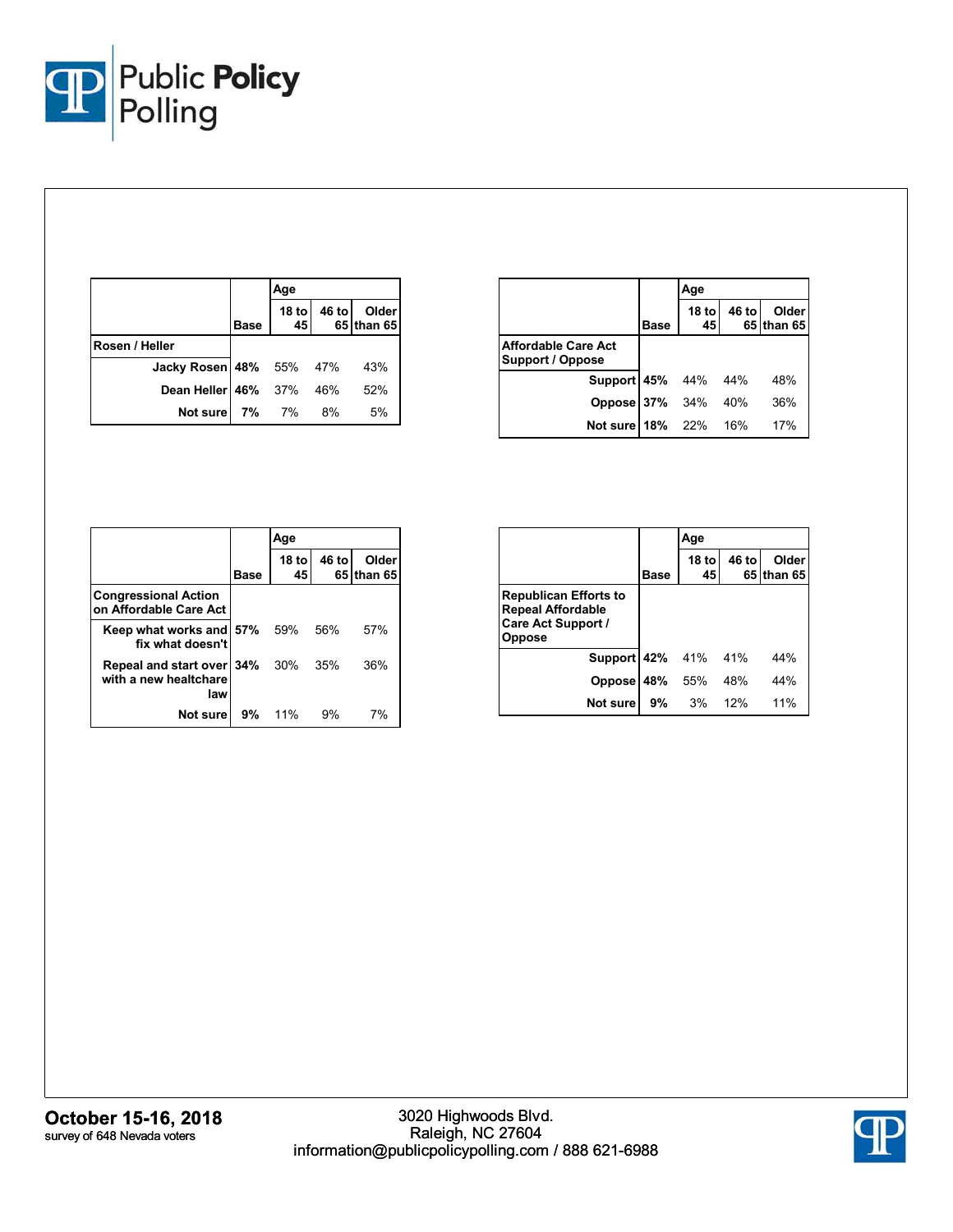| | Base | Age | | |
|---|---|---|---|---|
| | | 18 to 45 | 46 to 65 | Older than 65 |
| **Rosen / Heller** | | | | |
| Jacky Rosen | 48% | 55% | 47% | 43% |
| Dean Heller | 46% | 37% | 46% | 52% |
| Not sure | 7% | 7% | 8% | 5% |

| | Base | Age | | |
|---|---|---|---|---|
| | | 18 to 45 | 46 to 65 | Older than 65 |
| **Affordable Care Act Support / Oppose** | | | | |
| Support | 45% | 44% | 44% | 48% |
| Oppose | 37% | 34% | 40% | 36% |
| Not sure | 18% | 22% | 16% | 17% |

| | Base | Age | | |
|---|---|---|---|---|
| | | 18 to 45 | 46 to 65 | Older than 65 |
| **Congressional Action on Affordable Care Act** | | | | |
| Keep what works and fix what doesn't | 57% | 59% | 56% | 57% |
| Repeal and start over with a new healthcare law | 34% | 30% | 35% | 36% |
| Not sure | 9% | 11% | 9% | 7% |

| | Base | Age | | |
|---|---|---|---|---|
| | | 18 to 45 | 46 to 65 | Older than 65 |
| **Republican Efforts to Repeal Affordable Care Act Support / Oppose** | | | | |
| Support | 42% | 41% | 41% | 44% |
| Oppose | 48% | 55% | 48% | 44% |
| Not sure | 9% | 3% | 12% | 11% |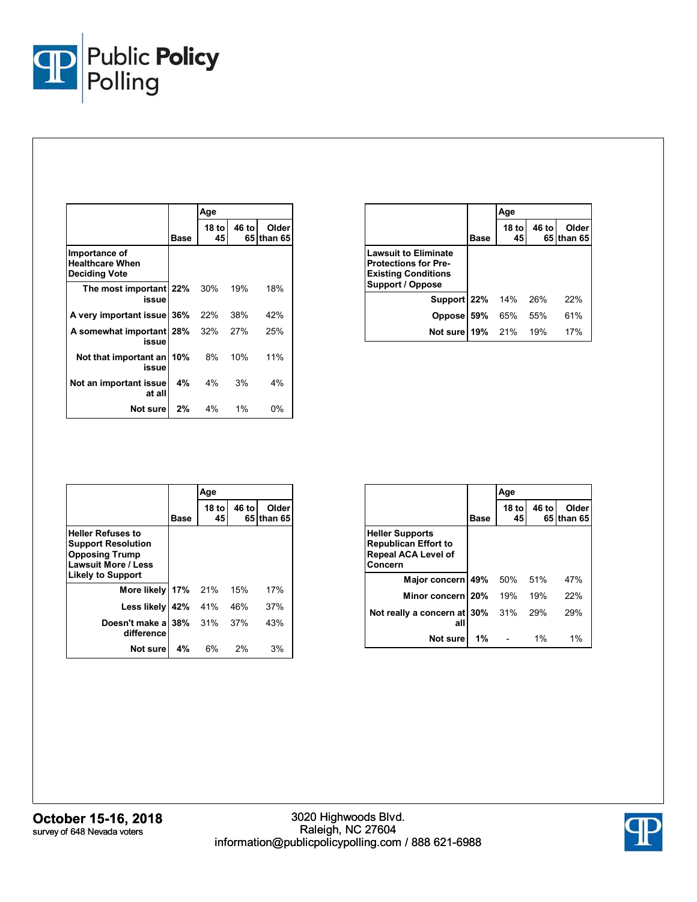| | Base | Age | | |
|---|---|---|---|---|
| | | 18 to 45 | 46 to 65 | Older than 65 |
| **Importance of Healthcare When Deciding Vote** | | | | |
| The most important issue | **22%** | 30% | 19% | 18% |
| A very important issue | **36%** | 22% | 38% | 42% |
| A somewhat important issue | **28%** | 32% | 27% | 25% |
| Not that important an issue | **10%** | 8% | 10% | 11% |
| Not an important issue at all | **4%** | 4% | 3% | 4% |
| Not sure | **2%** | 4% | 1% | 0% |

| | Base | Age | | |
|---|---|---|---|---|
| | | 18 to 45 | 46 to 65 | Older than 65 |
| **Lawsuit to Eliminate Protections for Pre-Existing Conditions Support / Oppose** | | | | |
| Support | **22%** | 14% | 26% | 22% |
| Oppose | **59%** | 65% | 55% | 61% |
| Not sure | **19%** | 21% | 19% | 17% |

| | Base | Age | | |
|---|---|---|---|---|
| | | 18 to 45 | 46 to 65 | Older than 65 |
| **Heller Refuses to Support Resolution Opposing Trump Lawsuit More / Less Likely to Support** | | | | |
| More likely | **17%** | 21% | 15% | 17% |
| Less likely | **42%** | 41% | 46% | 37% |
| Doesn't make a difference | **38%** | 31% | 37% | 43% |
| Not sure | **4%** | 6% | 2% | 3% |

| | Base | Age | | |
|---|---|---|---|---|
| | | 18 to 45 | 46 to 65 | Older than 65 |
| **Heller Supports Republican Effort to Repeal ACA Level of Concern** | | | | |
| Major concern | **49%** | 50% | 51% | 47% |
| Minor concern | **20%** | 19% | 19% | 22% |
| Not really a concern at all | **30%** | 31% | 29% | 29% |
| Not sure | **1%** | - | 1% | 1% |

**October 15-16, 2018**
survey of 648 Nevada voters

3020 Highwoods Blvd.
Raleigh, NC 27604
information@publicpolicypolling.com / 888 621-6988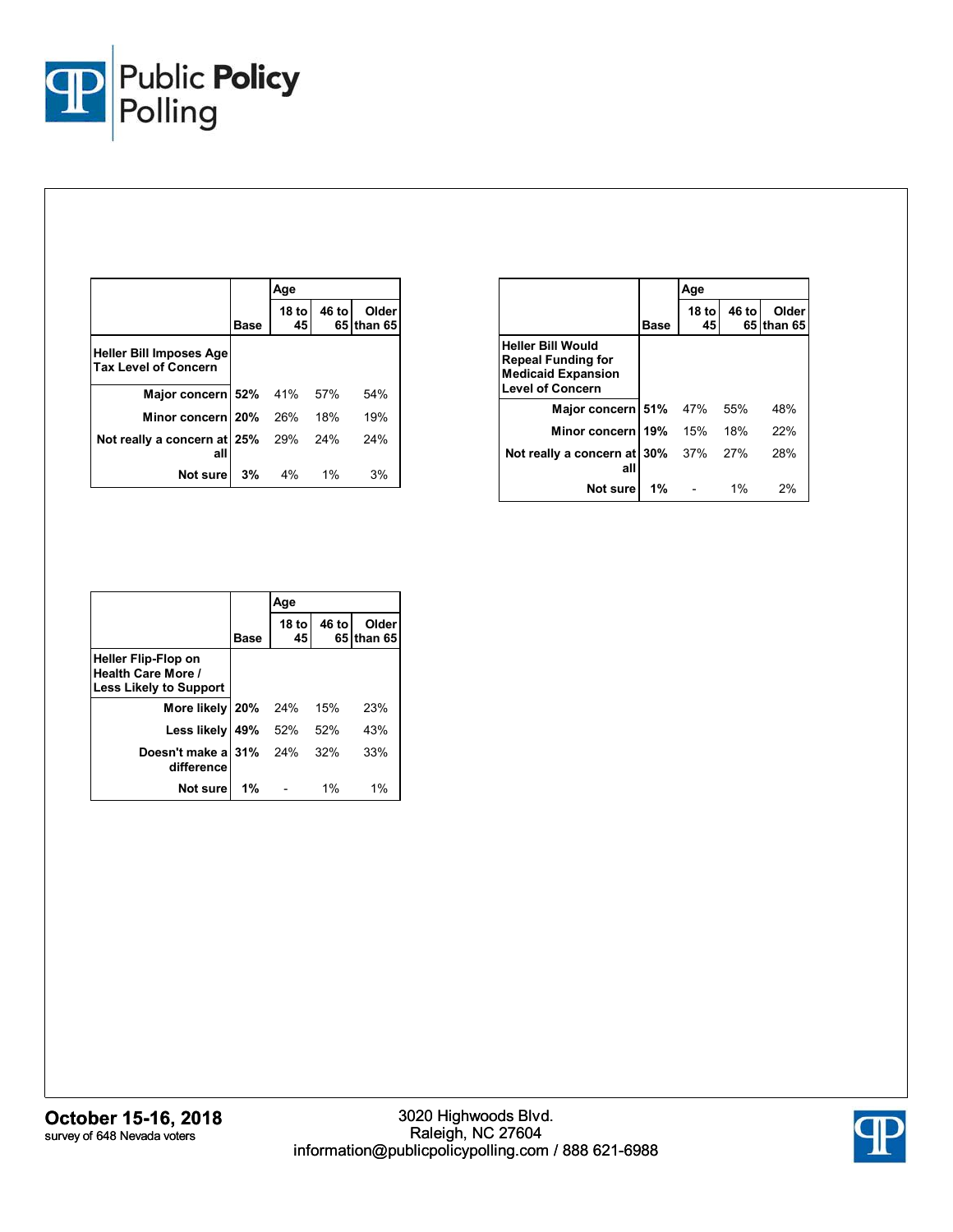| | Base | Age | | |
|---|---|---|---|---|
| | | 18 to 45 | 46 to 65 | Older than 65 |
| **Heller Bill Imposes Age Tax Level of Concern** | | | | |
| Major concern | **52%** | 41% | 57% | 54% |
| Minor concern | **20%** | 26% | 18% | 19% |
| Not really a concern at all | **25%** | 29% | 24% | 24% |
| Not sure | **3%** | 4% | 1% | 3% |

| | Base | Age | | |
|---|---|---|---|---|
| | | 18 to 45 | 46 to 65 | Older than 65 |
| **Heller Bill Would Repeal Funding for Medicaid Expansion Level of Concern** | | | | |
| Major concern | **51%** | 47% | 55% | 48% |
| Minor concern | **19%** | 15% | 18% | 22% |
| Not really a concern at all | **30%** | 37% | 27% | 28% |
| Not sure | **1%** | - | 1% | 2% |

| | Base | Age | | |
|---|---|---|---|---|
| | | 18 to 45 | 46 to 65 | Older than 65 |
| **Heller Flip-Flop on Health Care More / Less Likely to Support** | | | | |
| More likely | **20%** | 24% | 15% | 23% |
| Less likely | **49%** | 52% | 52% | 43% |
| Doesn't make a difference | **31%** | 24% | 32% | 33% |
| Not sure | **1%** | - | 1% | 1% |

**October 15-16, 2018**
survey of 648 Nevada voters

3020 Highwoods Blvd.
Raleigh, NC 27604
information@publicpolicypolling.com / 888 621-6988